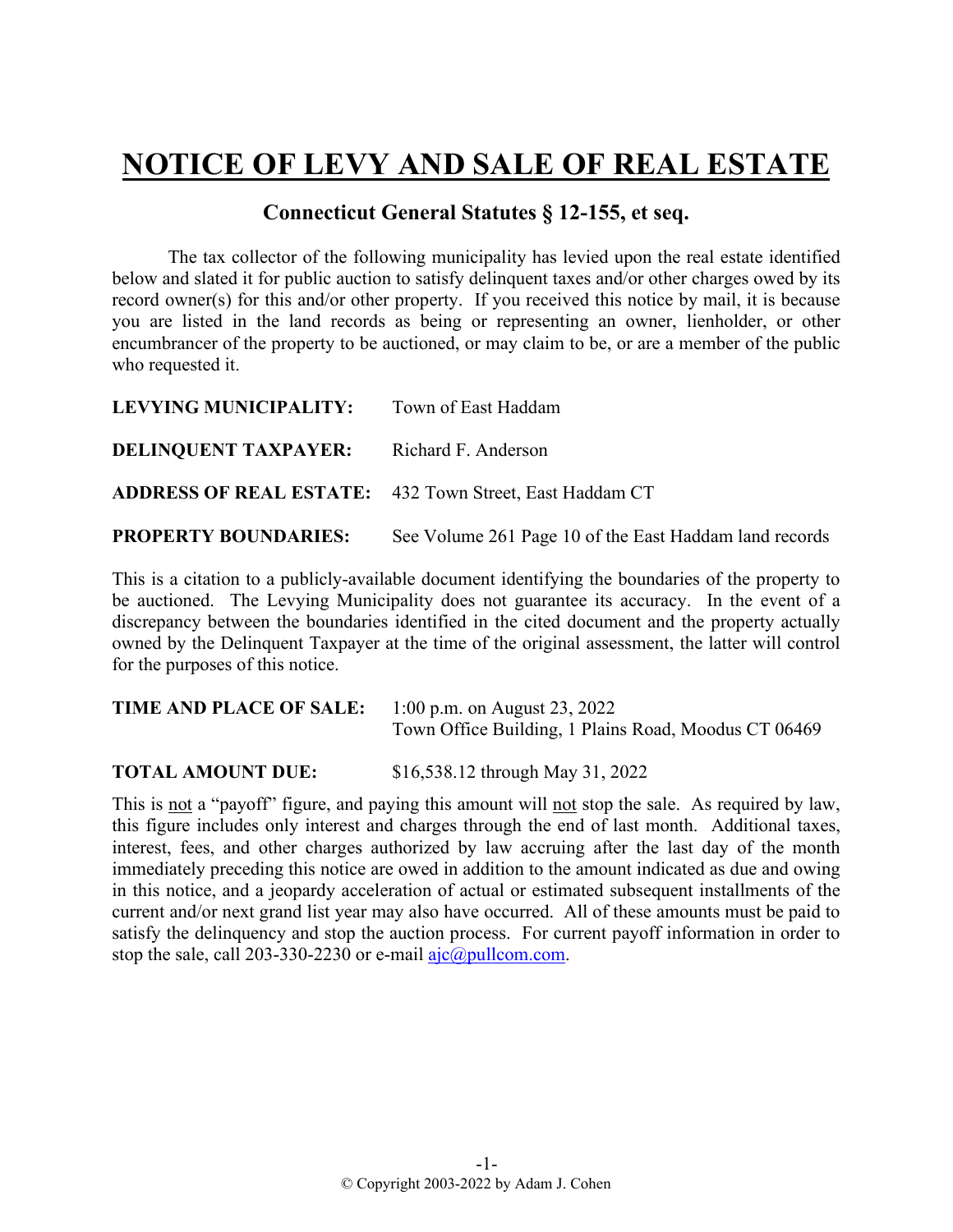# NOTICE OF LEVY AND SALE OF REAL ESTATE

### Connecticut General Statutes § 12-155, et seq.

The tax collector of the following municipality has levied upon the real estate identified below and slated it for public auction to satisfy delinquent taxes and/or other charges owed by its record owner(s) for this and/or other property. If you received this notice by mail, it is because you are listed in the land records as being or representing an owner, lienholder, or other encumbrancer of the property to be auctioned, or may claim to be, or are a member of the public who requested it.

**LEVYING MUNICIPALITY:** Town of East Haddam

**DELINQUENT TAXPAYER:** Richard F. Anderson

**ADDRESS OF REAL ESTATE:** 432 Town Street, East Haddam CT

**PROPERTY BOUNDARIES:** See Volume 261 Page 10 of the East Haddam land records

This is a citation to a publicly-available document identifying the boundaries of the property to be auctioned. The Levying Municipality does not guarantee its accuracy. In the event of a discrepancy between the boundaries identified in the cited document and the property actually owned by the Delinquent Taxpayer at the time of the original assessment, the latter will control for the purposes of this notice.

**TIME AND PLACE OF SALE:** 1:00 p.m. on August 23, 2022
Town Office Building, 1 Plains Road, Moodus CT 06469

**TOTAL AMOUNT DUE:** $16,538.12 through May 31, 2022

This is not a "payoff" figure, and paying this amount will not stop the sale. As required by law, this figure includes only interest and charges through the end of last month. Additional taxes, interest, fees, and other charges authorized by law accruing after the last day of the month immediately preceding this notice are owed in addition to the amount indicated as due and owing in this notice, and a jeopardy acceleration of actual or estimated subsequent installments of the current and/or next grand list year may also have occurred. All of these amounts must be paid to satisfy the delinquency and stop the auction process. For current payoff information in order to stop the sale, call 203-330-2230 or e-mail ajc@pullcom.com.

© Copyright 2003-2022 by Adam J. Cohen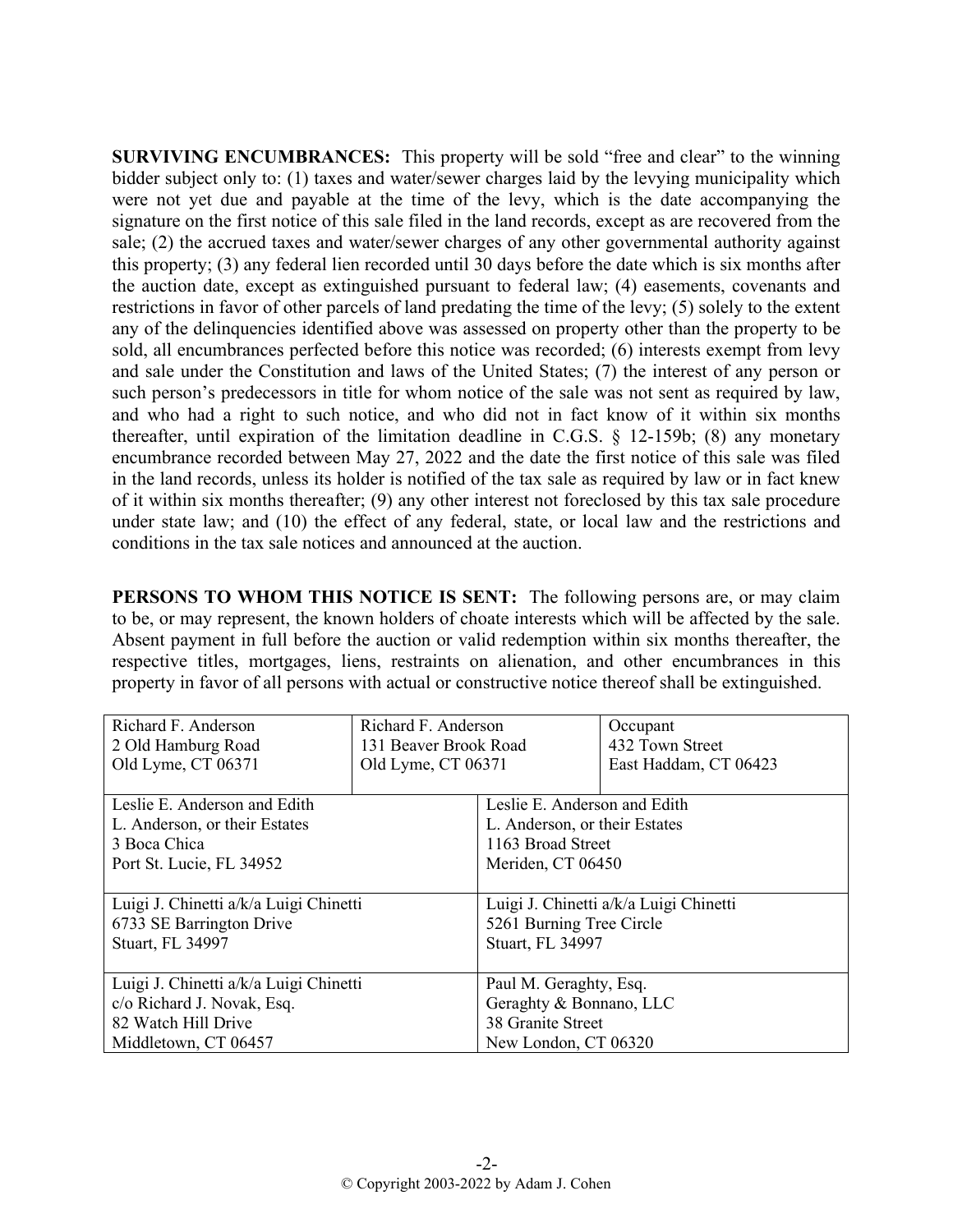**SURVIVING ENCUMBRANCES:** This property will be sold "free and clear" to the winning bidder subject only to: (1) taxes and water/sewer charges laid by the levying municipality which were not yet due and payable at the time of the levy, which is the date accompanying the signature on the first notice of this sale filed in the land records, except as are recovered from the sale; (2) the accrued taxes and water/sewer charges of any other governmental authority against this property; (3) any federal lien recorded until 30 days before the date which is six months after the auction date, except as extinguished pursuant to federal law; (4) easements, covenants and restrictions in favor of other parcels of land predating the time of the levy; (5) solely to the extent any of the delinquencies identified above was assessed on property other than the property to be sold, all encumbrances perfected before this notice was recorded; (6) interests exempt from levy and sale under the Constitution and laws of the United States; (7) the interest of any person or such person's predecessors in title for whom notice of the sale was not sent as required by law, and who had a right to such notice, and who did not in fact know of it within six months thereafter, until expiration of the limitation deadline in C.G.S. § 12-159b; (8) any monetary encumbrance recorded between May 27, 2022 and the date the first notice of this sale was filed in the land records, unless its holder is notified of the tax sale as required by law or in fact knew of it within six months thereafter; (9) any other interest not foreclosed by this tax sale procedure under state law; and (10) the effect of any federal, state, or local law and the restrictions and conditions in the tax sale notices and announced at the auction.

**PERSONS TO WHOM THIS NOTICE IS SENT:** The following persons are, or may claim to be, or may represent, the known holders of choate interests which will be affected by the sale. Absent payment in full before the auction or valid redemption within six months thereafter, the respective titles, mortgages, liens, restraints on alienation, and other encumbrances in this property in favor of all persons with actual or constructive notice thereof shall be extinguished.

| | | |
|---|---|---|
| Richard F. Anderson<br>2 Old Hamburg Road<br>Old Lyme, CT 06371 | Richard F. Anderson<br>131 Beaver Brook Road<br>Old Lyme, CT 06371 | Occupant<br>432 Town Street<br>East Haddam, CT 06423 |

| | |
|---|---|
| Leslie E. Anderson and Edith L. Anderson, or their Estates<br>3 Boca Chica<br>Port St. Lucie, FL 34952 | Leslie E. Anderson and Edith L. Anderson, or their Estates<br>1163 Broad Street<br>Meriden, CT 06450 |
| Luigi J. Chinetti a/k/a Luigi Chinetti<br>6733 SE Barrington Drive<br>Stuart, FL 34997 | Luigi J. Chinetti a/k/a Luigi Chinetti<br>5261 Burning Tree Circle<br>Stuart, FL 34997 |
| Luigi J. Chinetti a/k/a Luigi Chinetti<br>c/o Richard J. Novak, Esq.<br>82 Watch Hill Drive<br>Middletown, CT 06457 | Paul M. Geraghty, Esq.<br>Geraghty & Bonnano, LLC<br>38 Granite Street<br>New London, CT 06320 |

© Copyright 2003-2022 by Adam J. Cohen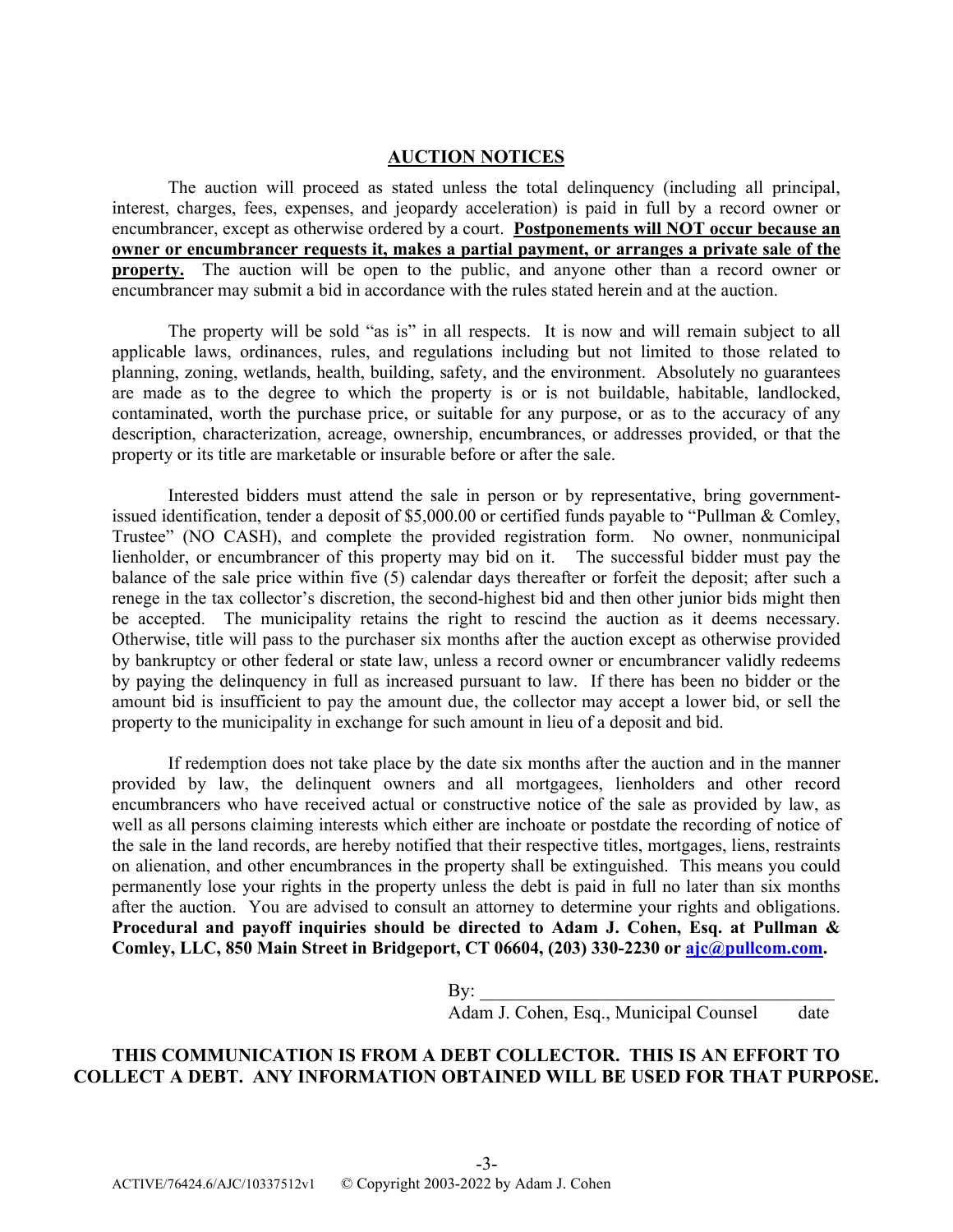## AUCTION NOTICES

The auction will proceed as stated unless the total delinquency (including all principal, interest, charges, fees, expenses, and jeopardy acceleration) is paid in full by a record owner or encumbrancer, except as otherwise ordered by a court. **Postponements will NOT occur because an owner or encumbrancer requests it, makes a partial payment, or arranges a private sale of the property.** The auction will be open to the public, and anyone other than a record owner or encumbrancer may submit a bid in accordance with the rules stated herein and at the auction.

The property will be sold "as is" in all respects. It is now and will remain subject to all applicable laws, ordinances, rules, and regulations including but not limited to those related to planning, zoning, wetlands, health, building, safety, and the environment. Absolutely no guarantees are made as to the degree to which the property is or is not buildable, habitable, landlocked, contaminated, worth the purchase price, or suitable for any purpose, or as to the accuracy of any description, characterization, acreage, ownership, encumbrances, or addresses provided, or that the property or its title are marketable or insurable before or after the sale.

Interested bidders must attend the sale in person or by representative, bring government-issued identification, tender a deposit of $5,000.00 or certified funds payable to "Pullman & Comley, Trustee" (NO CASH), and complete the provided registration form. No owner, nonmunicipal lienholder, or encumbrancer of this property may bid on it. The successful bidder must pay the balance of the sale price within five (5) calendar days thereafter or forfeit the deposit; after such a renege in the tax collector's discretion, the second-highest bid and then other junior bids might then be accepted. The municipality retains the right to rescind the auction as it deems necessary. Otherwise, title will pass to the purchaser six months after the auction except as otherwise provided by bankruptcy or other federal or state law, unless a record owner or encumbrancer validly redeems by paying the delinquency in full as increased pursuant to law. If there has been no bidder or the amount bid is insufficient to pay the amount due, the collector may accept a lower bid, or sell the property to the municipality in exchange for such amount in lieu of a deposit and bid.

If redemption does not take place by the date six months after the auction and in the manner provided by law, the delinquent owners and all mortgagees, lienholders and other record encumbrancers who have received actual or constructive notice of the sale as provided by law, as well as all persons claiming interests which either are inchoate or postdate the recording of notice of the sale in the land records, are hereby notified that their respective titles, mortgages, liens, restraints on alienation, and other encumbrances in the property shall be extinguished. This means you could permanently lose your rights in the property unless the debt is paid in full no later than six months after the auction. You are advised to consult an attorney to determine your rights and obligations. **Procedural and payoff inquiries should be directed to Adam J. Cohen, Esq. at Pullman & Comley, LLC, 850 Main Street in Bridgeport, CT 06604, (203) 330-2230 or ajc@pullcom.com.**

By: ____________________________________

Adam J. Cohen, Esq., Municipal Counsel      date

**THIS COMMUNICATION IS FROM A DEBT COLLECTOR. THIS IS AN EFFORT TO COLLECT A DEBT. ANY INFORMATION OBTAINED WILL BE USED FOR THAT PURPOSE.**

ACTIVE/76424.6/AJC/10337512v1      © Copyright 2003-2022 by Adam J. Cohen